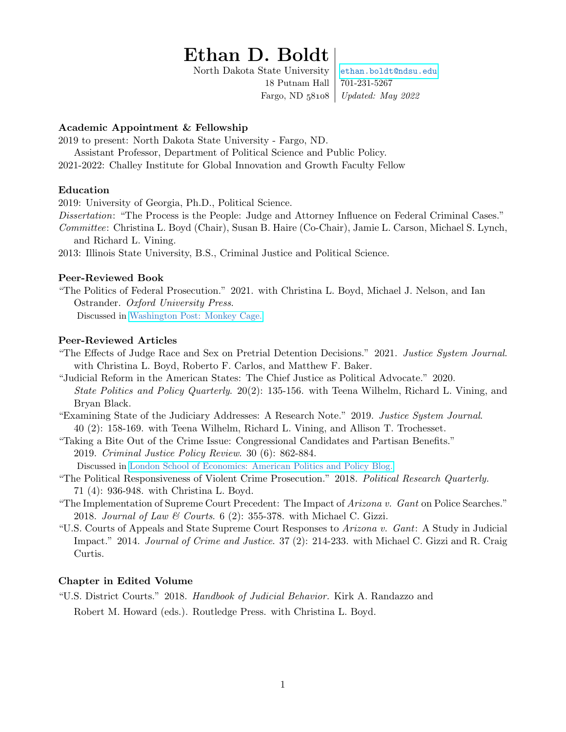# Ethan D. Boldt

North Dakota State University
18 Putnam Hall
Fargo, ND 58108

ethan.boldt@ndsu.edu
701-231-5267
*Updated: May 2022*

## Academic Appointment & Fellowship

2019 to present: North Dakota State University - Fargo, ND.
Assistant Professor, Department of Political Science and Public Policy.

2021-2022: Challey Institute for Global Innovation and Growth Faculty Fellow

## Education

2019: University of Georgia, Ph.D., Political Science.

*Dissertation*: "The Process is the People: Judge and Attorney Influence on Federal Criminal Cases."

*Committee*: Christina L. Boyd (Chair), Susan B. Haire (Co-Chair), Jamie L. Carson, Michael S. Lynch, and Richard L. Vining.

2013: Illinois State University, B.S., Criminal Justice and Political Science.

## Peer-Reviewed Book

"The Politics of Federal Prosecution." 2021. with Christina L. Boyd, Michael J. Nelson, and Ian Ostrander. *Oxford University Press*.
Discussed in Washington Post: Monkey Cage.

## Peer-Reviewed Articles

"The Effects of Judge Race and Sex on Pretrial Detention Decisions." 2021. *Justice System Journal*. with Christina L. Boyd, Roberto F. Carlos, and Matthew F. Baker.

"Judicial Reform in the American States: The Chief Justice as Political Advocate." 2020. *State Politics and Policy Quarterly*. 20(2): 135-156. with Teena Wilhelm, Richard L. Vining, and Bryan Black.

"Examining State of the Judiciary Addresses: A Research Note." 2019. *Justice System Journal*. 40 (2): 158-169. with Teena Wilhelm, Richard L. Vining, and Allison T. Trochesset.

"Taking a Bite Out of the Crime Issue: Congressional Candidates and Partisan Benefits." 2019. *Criminal Justice Policy Review*. 30 (6): 862-884.
Discussed in London School of Economics: American Politics and Policy Blog.

"The Political Responsiveness of Violent Crime Prosecution." 2018. *Political Research Quarterly.* 71 (4): 936-948. with Christina L. Boyd.

"The Implementation of Supreme Court Precedent: The Impact of *Arizona v. Gant* on Police Searches." 2018. *Journal of Law & Courts*. 6 (2): 355-378. with Michael C. Gizzi.

"U.S. Courts of Appeals and State Supreme Court Responses to *Arizona v. Gant*: A Study in Judicial Impact." 2014. *Journal of Crime and Justice*. 37 (2): 214-233. with Michael C. Gizzi and R. Craig Curtis.

## Chapter in Edited Volume

"U.S. District Courts." 2018. *Handbook of Judicial Behavior.* Kirk A. Randazzo and Robert M. Howard (eds.). Routledge Press. with Christina L. Boyd.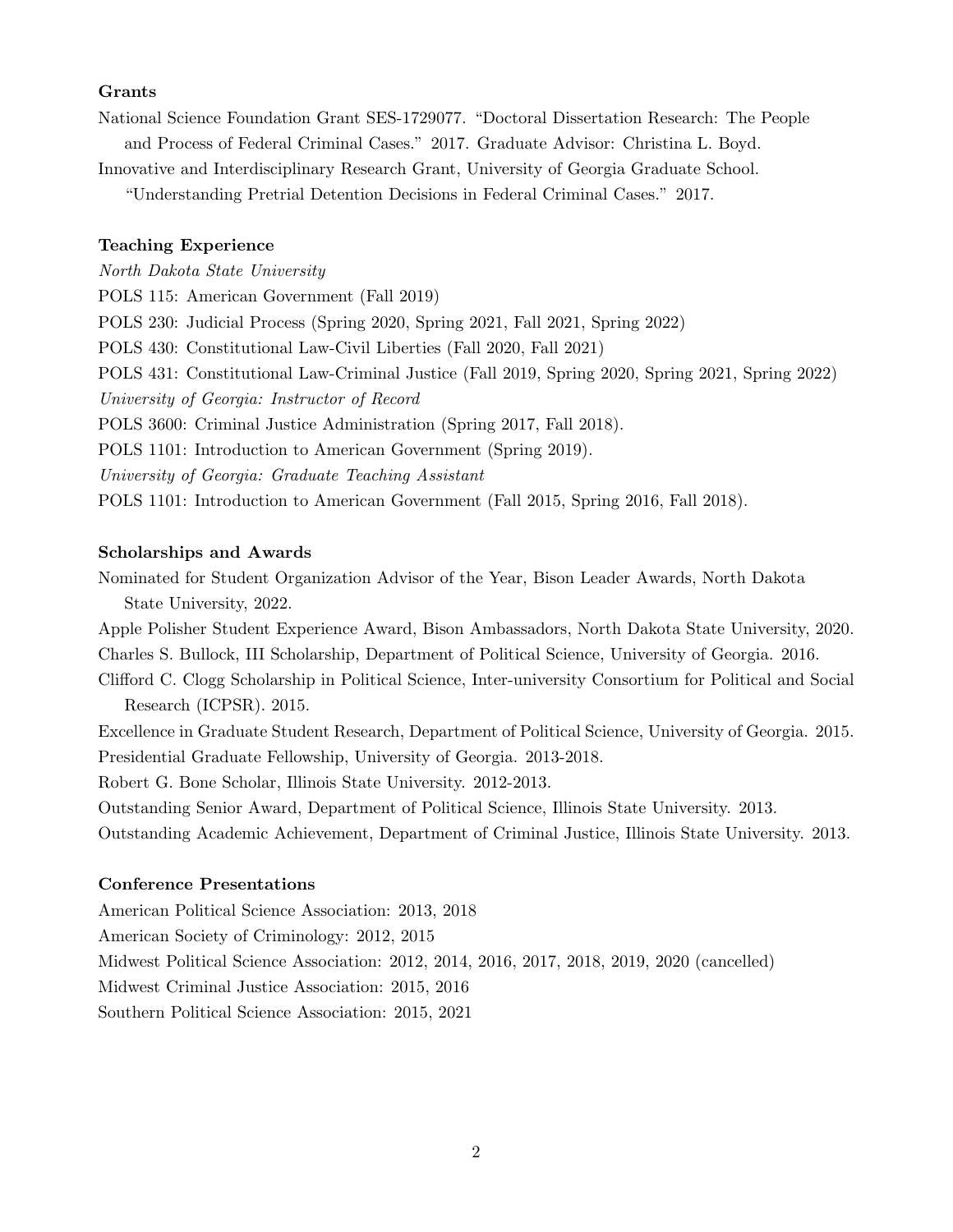## Grants

National Science Foundation Grant SES-1729077. "Doctoral Dissertation Research: The People and Process of Federal Criminal Cases." 2017. Graduate Advisor: Christina L. Boyd.

Innovative and Interdisciplinary Research Grant, University of Georgia Graduate School. "Understanding Pretrial Detention Decisions in Federal Criminal Cases." 2017.

## Teaching Experience

*North Dakota State University*

POLS 115: American Government (Fall 2019)

POLS 230: Judicial Process (Spring 2020, Spring 2021, Fall 2021, Spring 2022)

POLS 430: Constitutional Law-Civil Liberties (Fall 2020, Fall 2021)

POLS 431: Constitutional Law-Criminal Justice (Fall 2019, Spring 2020, Spring 2021, Spring 2022)

*University of Georgia: Instructor of Record*

POLS 3600: Criminal Justice Administration (Spring 2017, Fall 2018).

POLS 1101: Introduction to American Government (Spring 2019).

*University of Georgia: Graduate Teaching Assistant*

POLS 1101: Introduction to American Government (Fall 2015, Spring 2016, Fall 2018).

## Scholarships and Awards

Nominated for Student Organization Advisor of the Year, Bison Leader Awards, North Dakota State University, 2022.

Apple Polisher Student Experience Award, Bison Ambassadors, North Dakota State University, 2020.

Charles S. Bullock, III Scholarship, Department of Political Science, University of Georgia. 2016.

Clifford C. Clogg Scholarship in Political Science, Inter-university Consortium for Political and Social Research (ICPSR). 2015.

Excellence in Graduate Student Research, Department of Political Science, University of Georgia. 2015.

Presidential Graduate Fellowship, University of Georgia. 2013-2018.

Robert G. Bone Scholar, Illinois State University. 2012-2013.

Outstanding Senior Award, Department of Political Science, Illinois State University. 2013.

Outstanding Academic Achievement, Department of Criminal Justice, Illinois State University. 2013.

## Conference Presentations

American Political Science Association: 2013, 2018

American Society of Criminology: 2012, 2015

Midwest Political Science Association: 2012, 2014, 2016, 2017, 2018, 2019, 2020 (cancelled)

Midwest Criminal Justice Association: 2015, 2016

Southern Political Science Association: 2015, 2021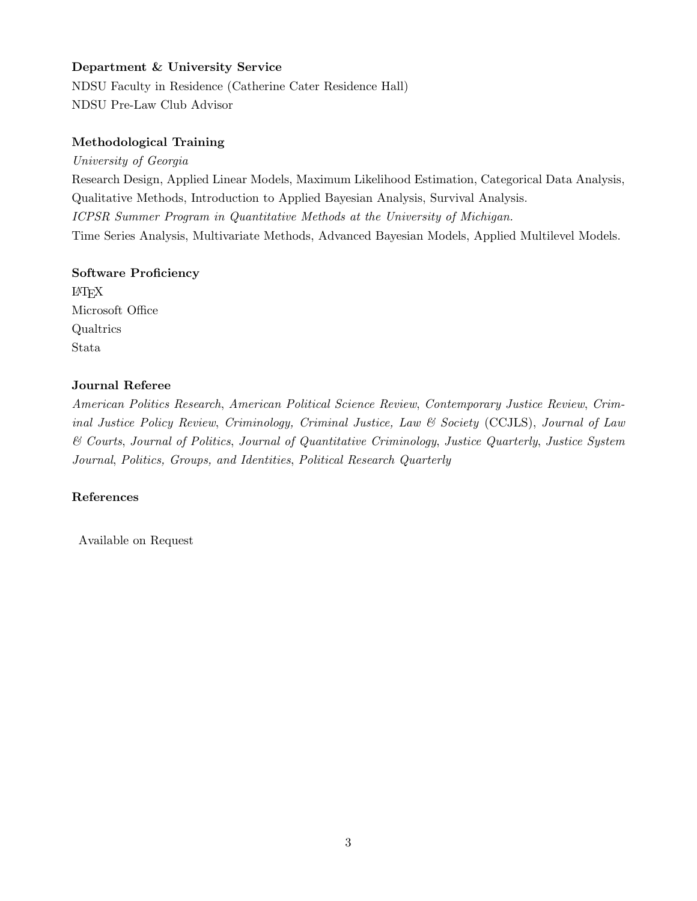**Department & University Service**

NDSU Faculty in Residence (Catherine Cater Residence Hall)
NDSU Pre-Law Club Advisor

**Methodological Training**

*University of Georgia*
Research Design, Applied Linear Models, Maximum Likelihood Estimation, Categorical Data Analysis, Qualitative Methods, Introduction to Applied Bayesian Analysis, Survival Analysis.
*ICPSR Summer Program in Quantitative Methods at the University of Michigan.*
Time Series Analysis, Multivariate Methods, Advanced Bayesian Models, Applied Multilevel Models.

**Software Proficiency**

LaTeX
Microsoft Office
Qualtrics
Stata

**Journal Referee**

*American Politics Research*, *American Political Science Review*, *Contemporary Justice Review*, *Criminal Justice Policy Review*, *Criminology, Criminal Justice, Law & Society* (CCJLS), *Journal of Law & Courts*, *Journal of Politics*, *Journal of Quantitative Criminology*, *Justice Quarterly*, *Justice System Journal*, *Politics, Groups, and Identities*, *Political Research Quarterly*

**References**

Available on Request